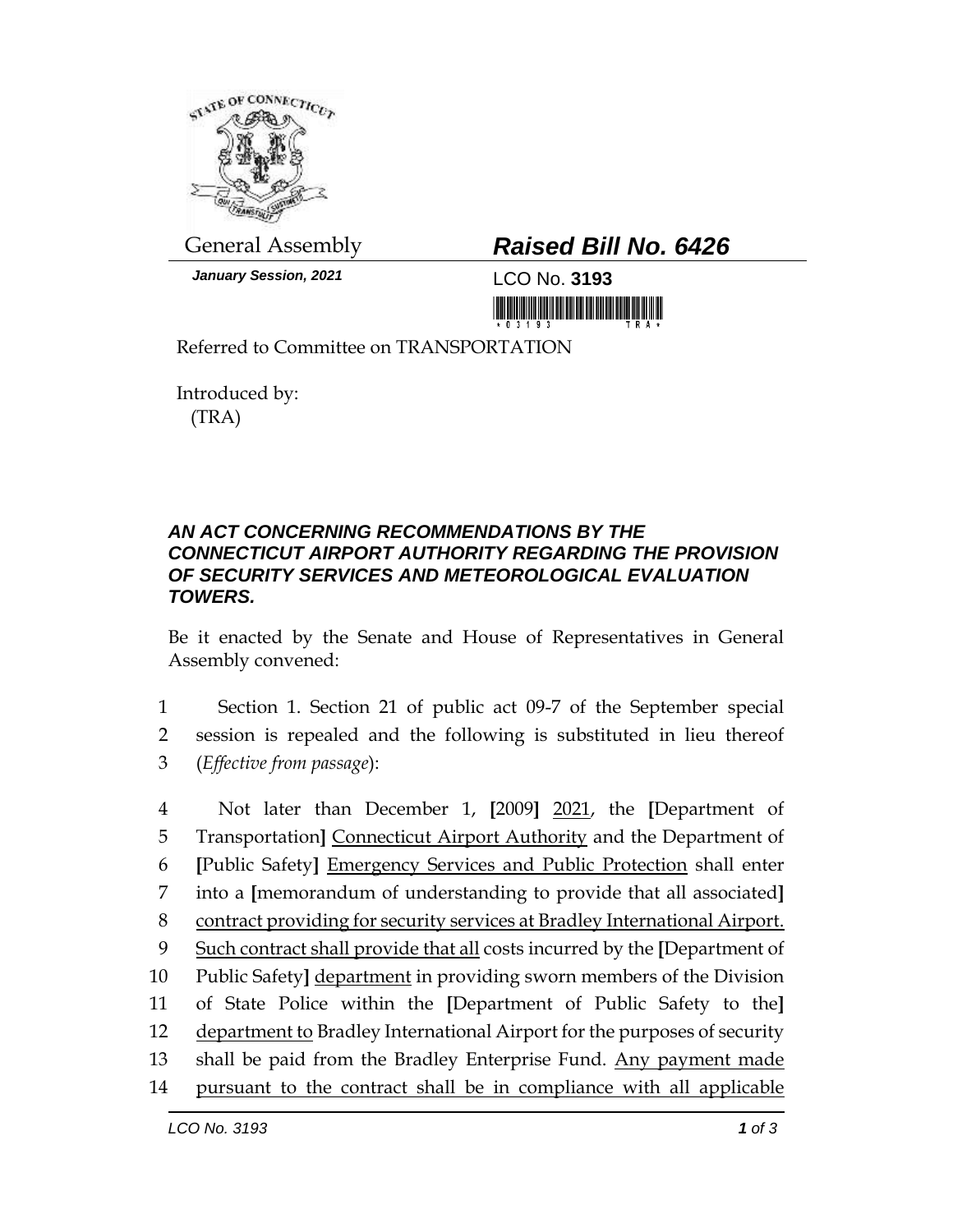General Assembly

***January Session, 2021***

# *Raised Bill No. 6426*

LCO No. **3193**

Referred to Committee on TRANSPORTATION

Introduced by:
(TRA)

***AN ACT CONCERNING RECOMMENDATIONS BY THE CONNECTICUT AIRPORT AUTHORITY REGARDING THE PROVISION OF SECURITY SERVICES AND METEOROLOGICAL EVALUATION TOWERS.***

Be it enacted by the Senate and House of Representatives in General Assembly convened:

1 Section 1. Section 21 of public act 09-7 of the September special
2 session is repealed and the following is substituted in lieu thereof
3 (*Effective from passage*):

4 Not later than December 1, [2009] 2021, the [Department of
5 Transportation] Connecticut Airport Authority and the Department of
6 [Public Safety] Emergency Services and Public Protection shall enter
7 into a [memorandum of understanding to provide that all associated]
8 contract providing for security services at Bradley International Airport.
9 Such contract shall provide that all costs incurred by the [Department of
10 Public Safety] department in providing sworn members of the Division
11 of State Police within the [Department of Public Safety to the]
12 department to Bradley International Airport for the purposes of security
13 shall be paid from the Bradley Enterprise Fund. Any payment made
14 pursuant to the contract shall be in compliance with all applicable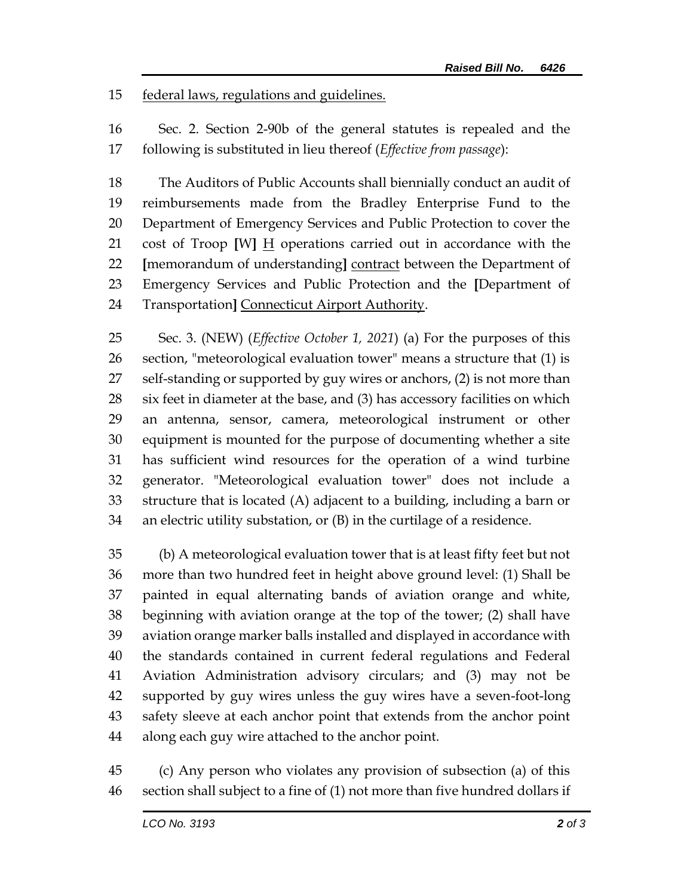15 federal laws, regulations and guidelines.

16 Sec. 2. Section 2-90b of the general statutes is repealed and the
17 following is substituted in lieu thereof (*Effective from passage*):

18 The Auditors of Public Accounts shall biennially conduct an audit of
19 reimbursements made from the Bradley Enterprise Fund to the
20 Department of Emergency Services and Public Protection to cover the
21 cost of Troop **[**W**]** <u>H</u> operations carried out in accordance with the
22 **[**memorandum of understanding**]** <u>contract</u> between the Department of
23 Emergency Services and Public Protection and the **[**Department of
24 Transportation**]** <u>Connecticut Airport Authority</u>.

25 Sec. 3. (NEW) (*Effective October 1, 2021*) (a) For the purposes of this
26 section, "meteorological evaluation tower" means a structure that (1) is
27 self-standing or supported by guy wires or anchors, (2) is not more than
28 six feet in diameter at the base, and (3) has accessory facilities on which
29 an antenna, sensor, camera, meteorological instrument or other
30 equipment is mounted for the purpose of documenting whether a site
31 has sufficient wind resources for the operation of a wind turbine
32 generator. "Meteorological evaluation tower" does not include a
33 structure that is located (A) adjacent to a building, including a barn or
34 an electric utility substation, or (B) in the curtilage of a residence.

35 (b) A meteorological evaluation tower that is at least fifty feet but not
36 more than two hundred feet in height above ground level: (1) Shall be
37 painted in equal alternating bands of aviation orange and white,
38 beginning with aviation orange at the top of the tower; (2) shall have
39 aviation orange marker balls installed and displayed in accordance with
40 the standards contained in current federal regulations and Federal
41 Aviation Administration advisory circulars; and (3) may not be
42 supported by guy wires unless the guy wires have a seven-foot-long
43 safety sleeve at each anchor point that extends from the anchor point
44 along each guy wire attached to the anchor point.

45 (c) Any person who violates any provision of subsection (a) of this
46 section shall subject to a fine of (1) not more than five hundred dollars if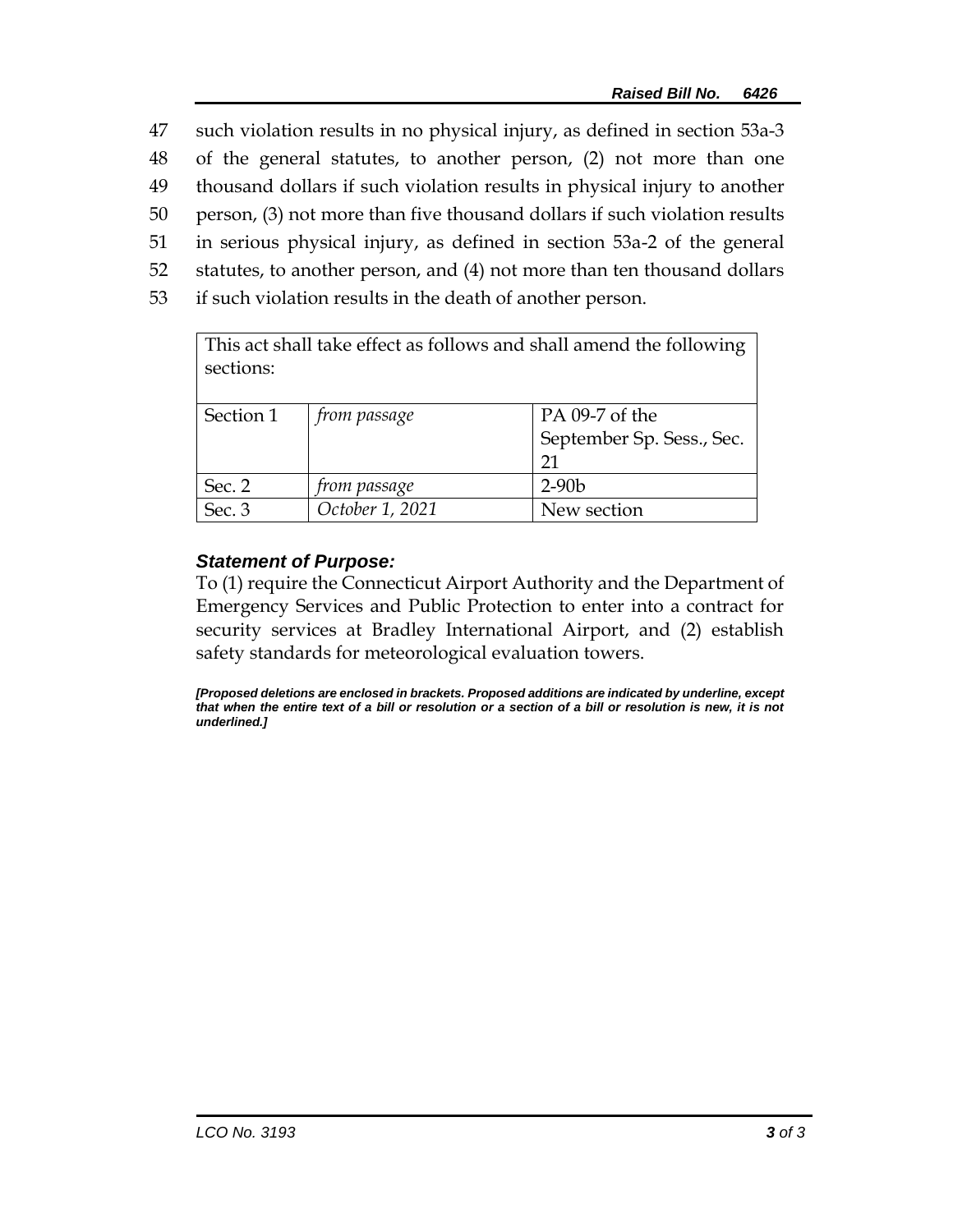47 such violation results in no physical injury, as defined in section 53a-3
48 of the general statutes, to another person, (2) not more than one
49 thousand dollars if such violation results in physical injury to another
50 person, (3) not more than five thousand dollars if such violation results
51 in serious physical injury, as defined in section 53a-2 of the general
52 statutes, to another person, and (4) not more than ten thousand dollars
53 if such violation results in the death of another person.

| This act shall take effect as follows and shall amend the following sections: | | |
|---|---|---|
| Section 1 | *from passage* | PA 09-7 of the September Sp. Sess., Sec. 21 |
| Sec. 2 | *from passage* | 2-90b |
| Sec. 3 | *October 1, 2021* | New section |

### *Statement of Purpose:*

To (1) require the Connecticut Airport Authority and the Department of Emergency Services and Public Protection to enter into a contract for security services at Bradley International Airport, and (2) establish safety standards for meteorological evaluation towers.

***[Proposed deletions are enclosed in brackets. Proposed additions are indicated by underline, except that when the entire text of a bill or resolution or a section of a bill or resolution is new, it is not underlined.]***